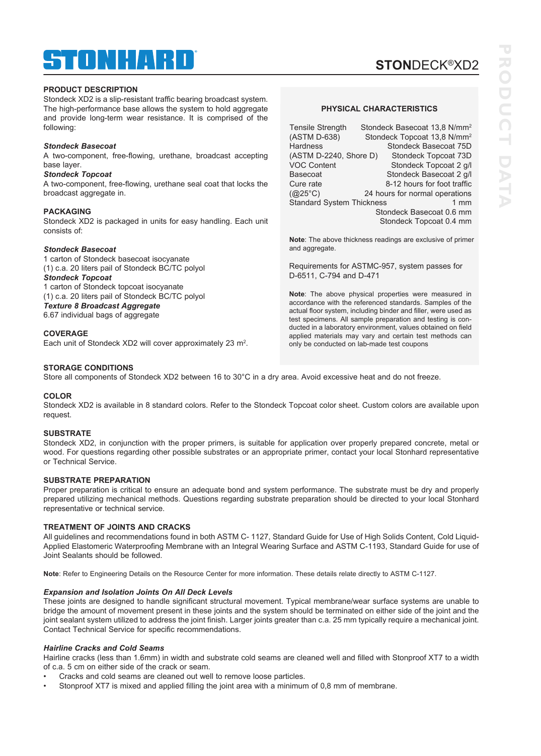# STONHARD

## STONDECK®XD2

### PRODUCT DESCRIPTION

Stondeck XD2 is a slip-resistant traffic bearing broadcast system. The high-performance base allows the system to hold aggregate and provide long-term wear resistance. It is comprised of the following:

***Stondeck Basecoat***
A two-component, free-flowing, urethane, broadcast accepting base layer.

***Stondeck Topcoat***
A two-component, free-flowing, urethane seal coat that locks the broadcast aggregate in.

### PACKAGING

Stondeck XD2 is packaged in units for easy handling. Each unit consists of:

***Stondeck Basecoat***
1 carton of Stondeck basecoat isocyanate
(1) c.a. 20 liters pail of Stondeck BC/TC polyol

***Stondeck Topcoat***
1 carton of Stondeck topcoat isocyanate
(1) c.a. 20 liters pail of Stondeck BC/TC polyol

***Texture 8 Broadcast Aggregate***
6.67 individual bags of aggregate

### COVERAGE

Each unit of Stondeck XD2 will cover approximately 23 $m^2$.

### PHYSICAL CHARACTERISTICS

| | |
|---|---|
| Tensile Strength (ASTM D-638) | Stondeck Basecoat 13,8 N/$mm^2$<br>Stondeck Topcoat 13,8 N/$mm^2$ |
| Hardness (ASTM D-2240, Shore D) | Stondeck Basecoat 75D<br>Stondeck Topcoat 73D |
| VOC Content | Stondeck Topcoat 2 g/l |
| Basecoat | Stondeck Basecoat 2 g/l |
| Cure rate (@25°C) | 8-12 hours for foot traffic<br>24 hours for normal operations |
| Standard System Thickness | 1 mm<br>Stondeck Basecoat 0.6 mm<br>Stondeck Topcoat 0.4 mm |

**Note**: The above thickness readings are exclusive of primer and aggregate.

Requirements for ASTMC-957, system passes for D-6511, C-794 and D-471

**Note**: The above physical properties were measured in accordance with the referenced standards. Samples of the actual floor system, including binder and filler, were used as test specimens. All sample preparation and testing is conducted in a laboratory environment, values obtained on field applied materials may vary and certain test methods can only be conducted on lab-made test coupons

### STORAGE CONDITIONS

Store all components of Stondeck XD2 between 16 to 30°C in a dry area. Avoid excessive heat and do not freeze.

### COLOR

Stondeck XD2 is available in 8 standard colors. Refer to the Stondeck Topcoat color sheet. Custom colors are available upon request.

### SUBSTRATE

Stondeck XD2, in conjunction with the proper primers, is suitable for application over properly prepared concrete, metal or wood. For questions regarding other possible substrates or an appropriate primer, contact your local Stonhard representative or Technical Service.

### SUBSTRATE PREPARATION

Proper preparation is critical to ensure an adequate bond and system performance. The substrate must be dry and properly prepared utilizing mechanical methods. Questions regarding substrate preparation should be directed to your local Stonhard representative or technical service.

### TREATMENT OF JOINTS AND CRACKS

All guidelines and recommendations found in both ASTM C- 1127, Standard Guide for Use of High Solids Content, Cold Liquid-Applied Elastomeric Waterproofing Membrane with an Integral Wearing Surface and ASTM C-1193, Standard Guide for use of Joint Sealants should be followed.

**Note**: Refer to Engineering Details on the Resource Center for more information. These details relate directly to ASTM C-1127.

***Expansion and Isolation Joints On All Deck Levels***
These joints are designed to handle significant structural movement. Typical membrane/wear surface systems are unable to bridge the amount of movement present in these joints and the system should be terminated on either side of the joint and the joint sealant system utilized to address the joint finish. Larger joints greater than c.a. 25 mm typically require a mechanical joint. Contact Technical Service for specific recommendations.

***Hairline Cracks and Cold Seams***
Hairline cracks (less than 1.6mm) in width and substrate cold seams are cleaned well and filled with Stonproof XT7 to a width of c.a. 5 cm on either side of the crack or seam.

- Cracks and cold seams are cleaned out well to remove loose particles.
- Stonproof XT7 is mixed and applied filling the joint area with a minimum of 0,8 mm of membrane.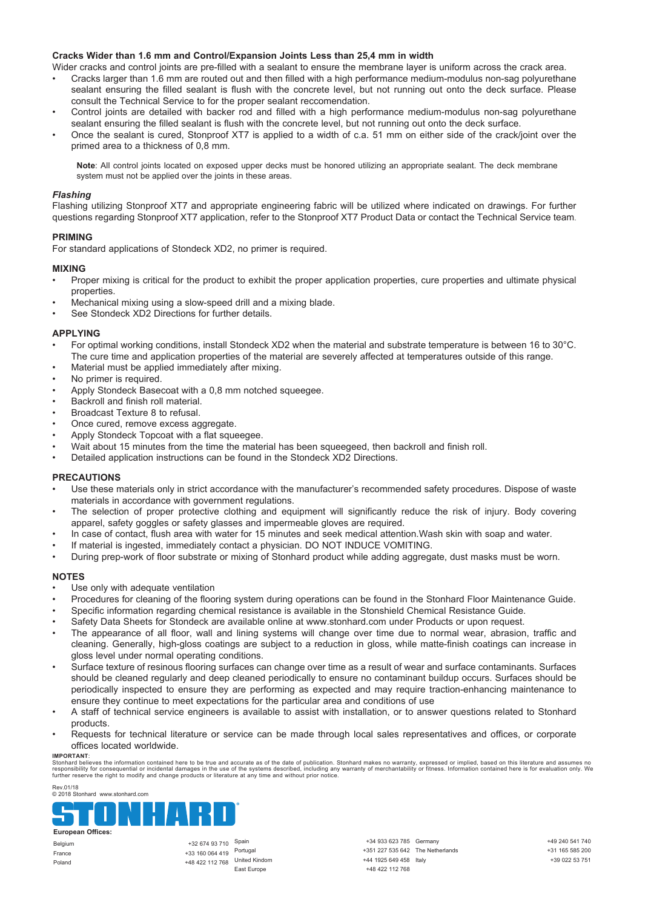### Cracks Wider than 1.6 mm and Control/Expansion Joints Less than 25,4 mm in width

Wider cracks and control joints are pre-filled with a sealant to ensure the membrane layer is uniform across the crack area.

- Cracks larger than 1.6 mm are routed out and then filled with a high performance medium-modulus non-sag polyurethane sealant ensuring the filled sealant is flush with the concrete level, but not running out onto the deck surface. Please consult the Technical Service to for the proper sealant reccomendation.
- Control joints are detailed with backer rod and filled with a high performance medium-modulus non-sag polyurethane sealant ensuring the filled sealant is flush with the concrete level, but not running out onto the deck surface.
- Once the sealant is cured, Stonproof XT7 is applied to a width of c.a. 51 mm on either side of the crack/joint over the primed area to a thickness of 0,8 mm.

**Note**: All control joints located on exposed upper decks must be honored utilizing an appropriate sealant. The deck membrane system must not be applied over the joints in these areas.

### *Flashing*

Flashing utilizing Stonproof XT7 and appropriate engineering fabric will be utilized where indicated on drawings. For further questions regarding Stonproof XT7 application, refer to the Stonproof XT7 Product Data or contact the Technical Service team.

## PRIMING

For standard applications of Stondeck XD2, no primer is required.

## MIXING

- Proper mixing is critical for the product to exhibit the proper application properties, cure properties and ultimate physical properties.
- Mechanical mixing using a slow-speed drill and a mixing blade.
- See Stondeck XD2 Directions for further details.

## APPLYING

- For optimal working conditions, install Stondeck XD2 when the material and substrate temperature is between 16 to 30°C. The cure time and application properties of the material are severely affected at temperatures outside of this range.
- Material must be applied immediately after mixing.
- No primer is required.
- Apply Stondeck Basecoat with a 0,8 mm notched squeegee.
- Backroll and finish roll material.
- Broadcast Texture 8 to refusal.
- Once cured, remove excess aggregate.
- Apply Stondeck Topcoat with a flat squeegee.
- Wait about 15 minutes from the time the material has been squeegeed, then backroll and finish roll.
- Detailed application instructions can be found in the Stondeck XD2 Directions.

## PRECAUTIONS

- Use these materials only in strict accordance with the manufacturer's recommended safety procedures. Dispose of waste materials in accordance with government regulations.
- The selection of proper protective clothing and equipment will significantly reduce the risk of injury. Body covering apparel, safety goggles or safety glasses and impermeable gloves are required.
- In case of contact, flush area with water for 15 minutes and seek medical attention.Wash skin with soap and water.
- If material is ingested, immediately contact a physician. DO NOT INDUCE VOMITING.
- During prep-work of floor substrate or mixing of Stonhard product while adding aggregate, dust masks must be worn.

## NOTES

- Use only with adequate ventilation
- Procedures for cleaning of the flooring system during operations can be found in the Stonhard Floor Maintenance Guide.
- Specific information regarding chemical resistance is available in the Stonshield Chemical Resistance Guide.
- Safety Data Sheets for Stondeck are available online at www.stonhard.com under Products or upon request.
- The appearance of all floor, wall and lining systems will change over time due to normal wear, abrasion, traffic and cleaning. Generally, high-gloss coatings are subject to a reduction in gloss, while matte-finish coatings can increase in gloss level under normal operating conditions.
- Surface texture of resinous flooring surfaces can change over time as a result of wear and surface contaminants. Surfaces should be cleaned regularly and deep cleaned periodically to ensure no contaminant buildup occurs. Surfaces should be periodically inspected to ensure they are performing as expected and may require traction-enhancing maintenance to ensure they continue to meet expectations for the particular area and conditions of use
- A staff of technical service engineers is available to assist with installation, or to answer questions related to Stonhard products.
- Requests for technical literature or service can be made through local sales representatives and offices, or corporate offices located worldwide.

**IMPORTANT**:
Stonhard believes the information contained here to be true and accurate as of the date of publication. Stonhard makes no warranty, expressed or implied, based on this literature and assumes no responsibility for consequential or incidental damages in the use of the systems described, including any warranty of merchantability or fitness. Information contained here is for evaluation only. We further reserve the right to modify and change products or literature at any time and without prior notice.

Rev.01/18
© 2018 Stonhard www.stonhard.com

STONHARD

**European Offices:**

| | | | | | |
|---|---|---|---|---|---|
| Belgium | +32 674 93 710 | Spain | +34 933 623 785 | Germany | +49 240 541 740 |
| France | +33 160 064 419 | Portugal | +351 227 535 642 | The Netherlands | +31 165 585 200 |
| Poland | +48 422 112 768 | United Kindom | +44 1925 649 458 | Italy | +39 022 53 751 |
| | | East Europe | +48 422 112 768 | | |